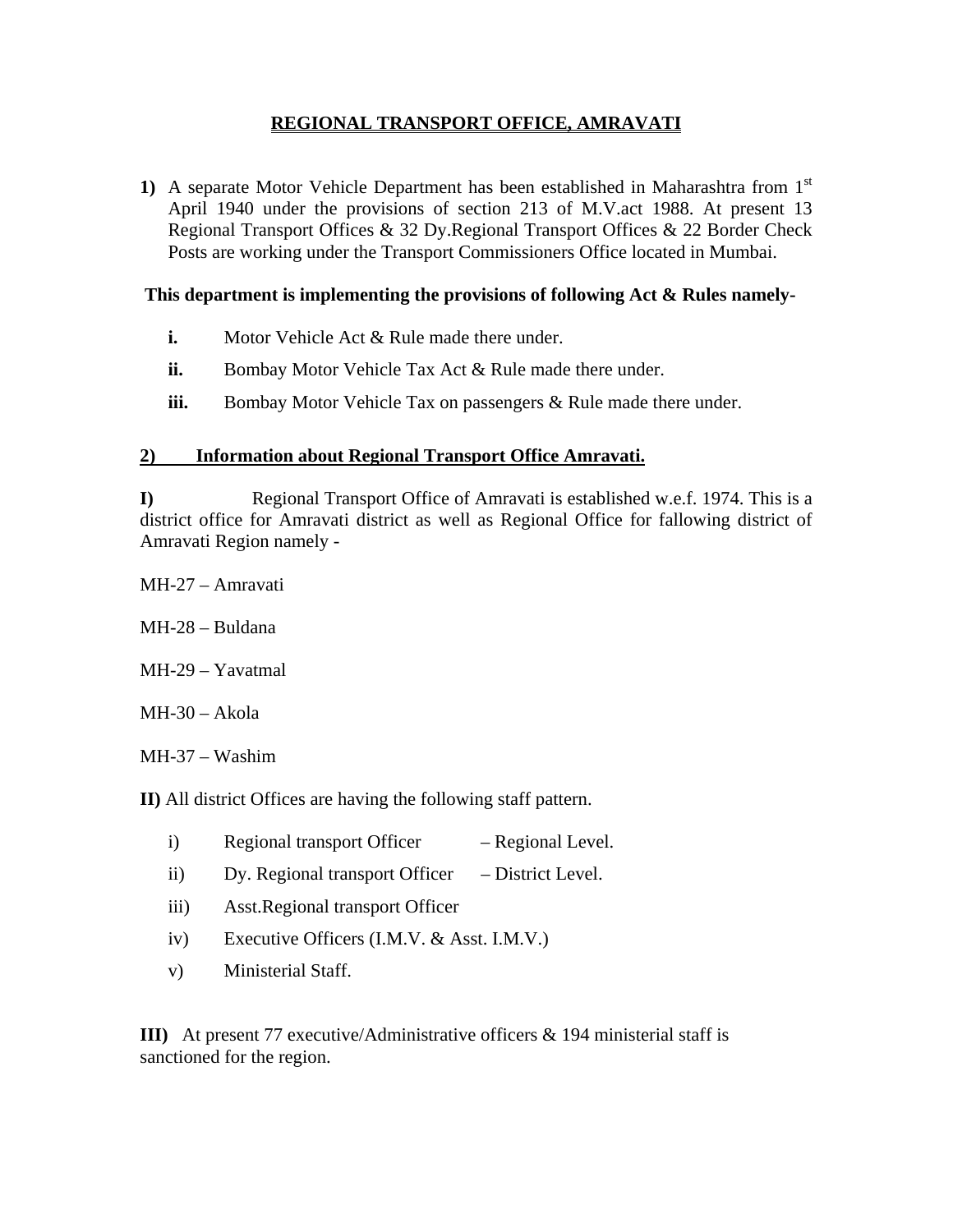# REGIONAL TRANSPORT OFFICE, AMRAVATI

**1)** A separate Motor Vehicle Department has been established in Maharashtra from 1st April 1940 under the provisions of section 213 of M.V.act 1988. At present 13 Regional Transport Offices & 32 Dy.Regional Transport Offices & 22 Border Check Posts are working under the Transport Commissioners Office located in Mumbai.

**This department is implementing the provisions of following Act & Rules namely-**

- **i.** Motor Vehicle Act & Rule made there under.
- **ii.** Bombay Motor Vehicle Tax Act & Rule made there under.
- **iii.** Bombay Motor Vehicle Tax on passengers & Rule made there under.

## 2) Information about Regional Transport Office Amravati.

**I)** Regional Transport Office of Amravati is established w.e.f. 1974. This is a district office for Amravati district as well as Regional Office for fallowing district of Amravati Region namely -

MH-27 – Amravati

MH-28 – Buldana

MH-29 – Yavatmal

MH-30 – Akola

MH-37 – Washim

**II)** All district Offices are having the following staff pattern.

- i) Regional transport Officer – Regional Level.
- ii) Dy. Regional transport Officer – District Level.
- iii) Asst.Regional transport Officer
- iv) Executive Officers (I.M.V. & Asst. I.M.V.)
- v) Ministerial Staff.

**III)** At present 77 executive/Administrative officers & 194 ministerial staff is sanctioned for the region.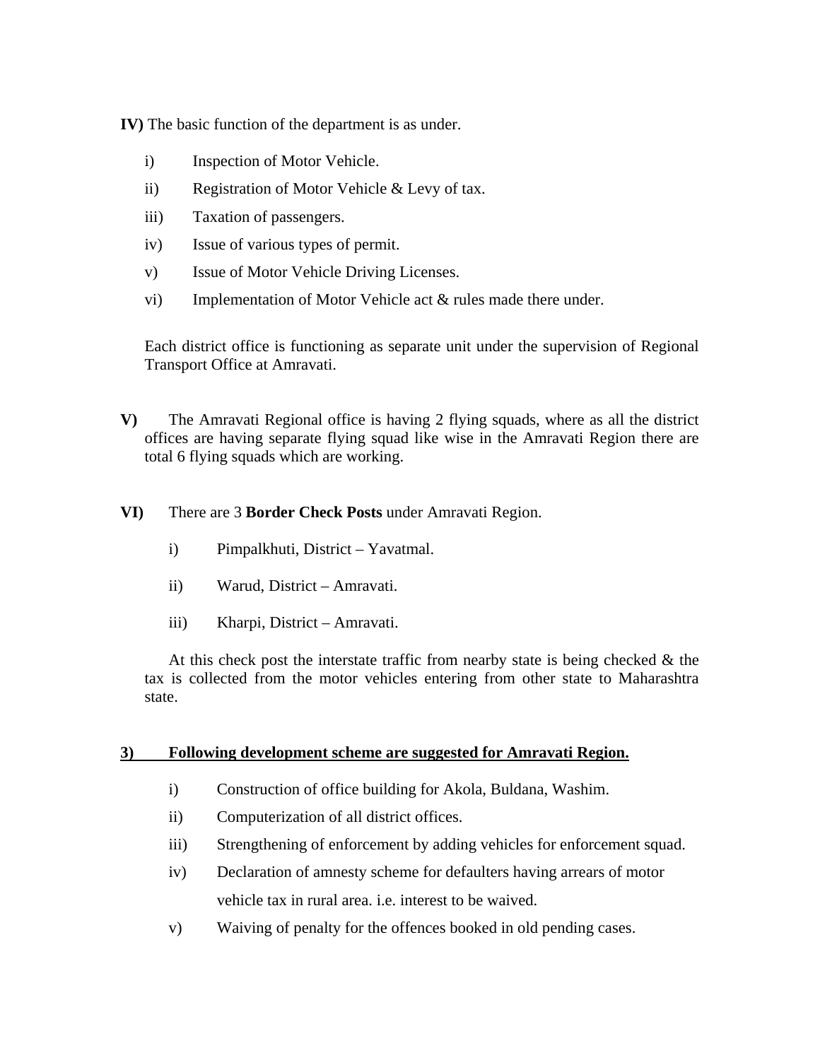**IV)** The basic function of the department is as under.

i) Inspection of Motor Vehicle.

ii) Registration of Motor Vehicle & Levy of tax.

iii) Taxation of passengers.

iv) Issue of various types of permit.

v) Issue of Motor Vehicle Driving Licenses.

vi) Implementation of Motor Vehicle act & rules made there under.

Each district office is functioning as separate unit under the supervision of Regional Transport Office at Amravati.

**V)** The Amravati Regional office is having 2 flying squads, where as all the district offices are having separate flying squad like wise in the Amravati Region there are total 6 flying squads which are working.

**VI)** There are 3 **Border Check Posts** under Amravati Region.

i) Pimpalkhuti, District – Yavatmal.

ii) Warud, District – Amravati.

iii) Kharpi, District – Amravati.

At this check post the interstate traffic from nearby state is being checked & the tax is collected from the motor vehicles entering from other state to Maharashtra state.

## <u>3) Following development scheme are suggested for Amravati Region.</u>

i) Construction of office building for Akola, Buldana, Washim.

ii) Computerization of all district offices.

iii) Strengthening of enforcement by adding vehicles for enforcement squad.

iv) Declaration of amnesty scheme for defaulters having arrears of motor vehicle tax in rural area. i.e. interest to be waived.

v) Waiving of penalty for the offences booked in old pending cases.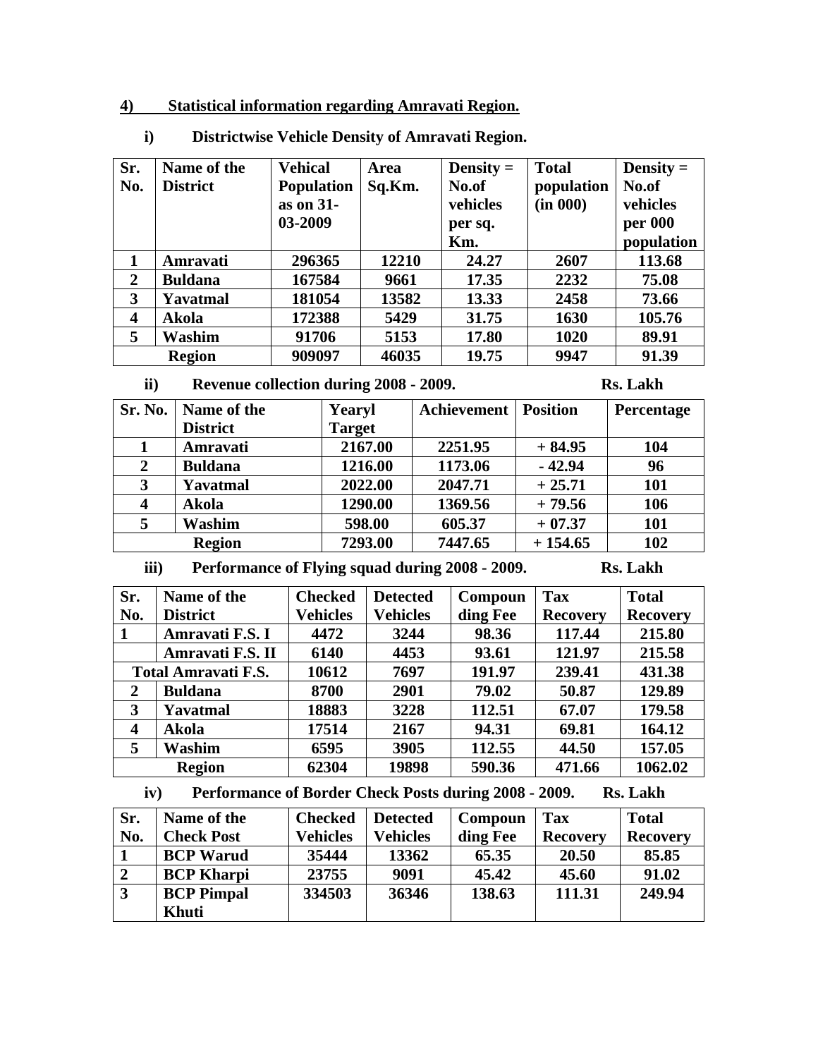## 4) Statistical information regarding Amravati Region.

### i) Districtwise Vehicle Density of Amravati Region.

| Sr. No. | Name of the District | Vehical Population as on 31-03-2009 | Area Sq.Km. | Density = No.of vehicles per sq. Km. | Total population (in 000) | Density = No.of vehicles per 000 population |
|---|---|---|---|---|---|---|
| 1 | Amravati | 296365 | 12210 | 24.27 | 2607 | 113.68 |
| 2 | Buldana | 167584 | 9661 | 17.35 | 2232 | 75.08 |
| 3 | Yavatmal | 181054 | 13582 | 13.33 | 2458 | 73.66 |
| 4 | Akola | 172388 | 5429 | 31.75 | 1630 | 105.76 |
| 5 | Washim | 91706 | 5153 | 17.80 | 1020 | 89.91 |
| Region | | 909097 | 46035 | 19.75 | 9947 | 91.39 |

### ii) Revenue collection during 2008 - 2009. Rs. Lakh

| Sr. No. | Name of the District | Yearyl Target | Achievement | Position | Percentage |
|---|---|---|---|---|---|
| 1 | Amravati | 2167.00 | 2251.95 | + 84.95 | 104 |
| 2 | Buldana | 1216.00 | 1173.06 | - 42.94 | 96 |
| 3 | Yavatmal | 2022.00 | 2047.71 | + 25.71 | 101 |
| 4 | Akola | 1290.00 | 1369.56 | + 79.56 | 106 |
| 5 | Washim | 598.00 | 605.37 | + 07.37 | 101 |
| Region | | 7293.00 | 7447.65 | + 154.65 | 102 |

### iii) Performance of Flying squad during 2008 - 2009. Rs. Lakh

| Sr. No. | Name of the District | Checked Vehicles | Detected Vehicles | Compounding Fee | Tax Recovery | Total Recovery |
|---|---|---|---|---|---|---|
| 1 | Amravati F.S. I | 4472 | 3244 | 98.36 | 117.44 | 215.80 |
| | Amravati F.S. II | 6140 | 4453 | 93.61 | 121.97 | 215.58 |
| Total Amravati F.S. | | 10612 | 7697 | 191.97 | 239.41 | 431.38 |
| 2 | Buldana | 8700 | 2901 | 79.02 | 50.87 | 129.89 |
| 3 | Yavatmal | 18883 | 3228 | 112.51 | 67.07 | 179.58 |
| 4 | Akola | 17514 | 2167 | 94.31 | 69.81 | 164.12 |
| 5 | Washim | 6595 | 3905 | 112.55 | 44.50 | 157.05 |
| Region | | 62304 | 19898 | 590.36 | 471.66 | 1062.02 |

### iv) Performance of Border Check Posts during 2008 - 2009. Rs. Lakh

| Sr. No. | Name of the Check Post | Checked Vehicles | Detected Vehicles | Compounding Fee | Tax Recovery | Total Recovery |
|---|---|---|---|---|---|---|
| 1 | BCP Warud | 35444 | 13362 | 65.35 | 20.50 | 85.85 |
| 2 | BCP Kharpi | 23755 | 9091 | 45.42 | 45.60 | 91.02 |
| 3 | BCP Pimpal Khuti | 334503 | 36346 | 138.63 | 111.31 | 249.94 |